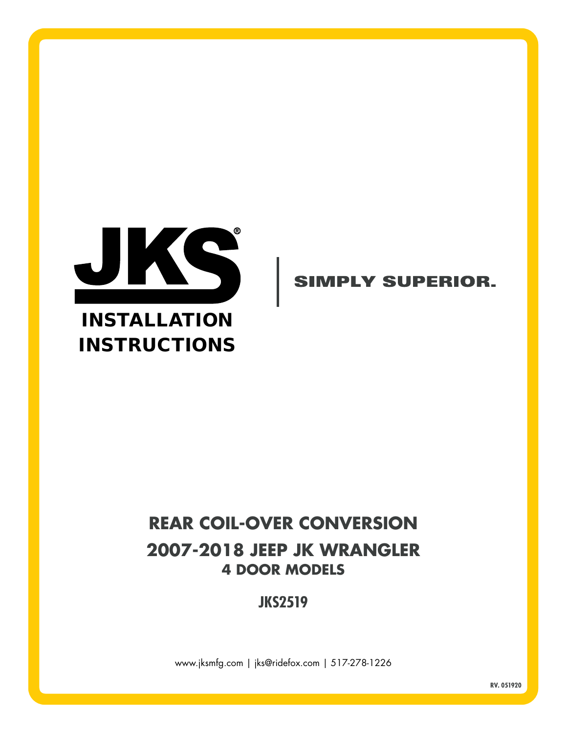JKS®

# INSTALLATION INSTRUCTIONS

SIMPLY SUPERIOR.

## REAR COIL-OVER CONVERSION

## 2007-2018 JEEP JK WRANGLER

### 4 DOOR MODELS

### JKS2519

www.jksmfg.com | jks@ridefox.com | 517-278-1226

RV. 051920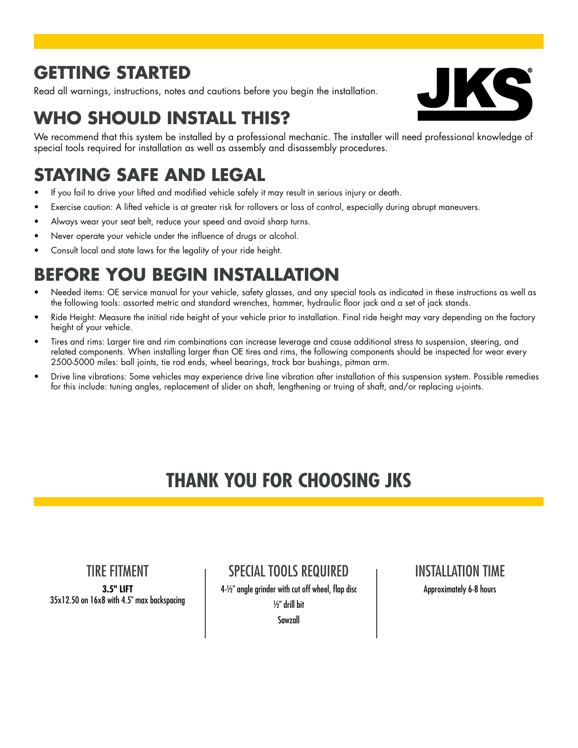## GETTING STARTED

Read all warnings, instructions, notes and cautions before you begin the installation.

JKS®

## WHO SHOULD INSTALL THIS?

We recommend that this system be installed by a professional mechanic. The installer will need professional knowledge of special tools required for installation as well as assembly and disassembly procedures.

## STAYING SAFE AND LEGAL

- If you fail to drive your lifted and modified vehicle safely it may result in serious injury or death.
- Exercise caution: A lifted vehicle is at greater risk for rollovers or loss of control, especially during abrupt maneuvers.
- Always wear your seat belt, reduce your speed and avoid sharp turns.
- Never operate your vehicle under the influence of drugs or alcohol.
- Consult local and state laws for the legality of your ride height.

## BEFORE YOU BEGIN INSTALLATION

- Needed items: OE service manual for your vehicle, safety glasses, and any special tools as indicated in these instructions as well as the following tools: assorted metric and standard wrenches, hammer, hydraulic floor jack and a set of jack stands.
- Ride Height: Measure the initial ride height of your vehicle prior to installation. Final ride height may vary depending on the factory height of your vehicle.
- Tires and rims: Larger tire and rim combinations can increase leverage and cause additional stress to suspension, steering, and related components. When installing larger than OE tires and rims, the following components should be inspected for wear every 2500-5000 miles: ball joints, tie rod ends, wheel bearings, track bar bushings, pitman arm.
- Drive line vibrations: Some vehicles may experience drive line vibration after installation of this suspension system. Possible remedies for this include: tuning angles, replacement of slider on shaft, lengthening or truing of shaft, and/or replacing u-joints.

## THANK YOU FOR CHOOSING JKS

### TIRE FITMENT

**3.5" LIFT**
35x12.50 on 16x8 with 4.5" max backspacing

### SPECIAL TOOLS REQUIRED

4-½" angle grinder with cut off wheel, flap disc
½" drill bit
Sawzall

### INSTALLATION TIME

Approximately 6-8 hours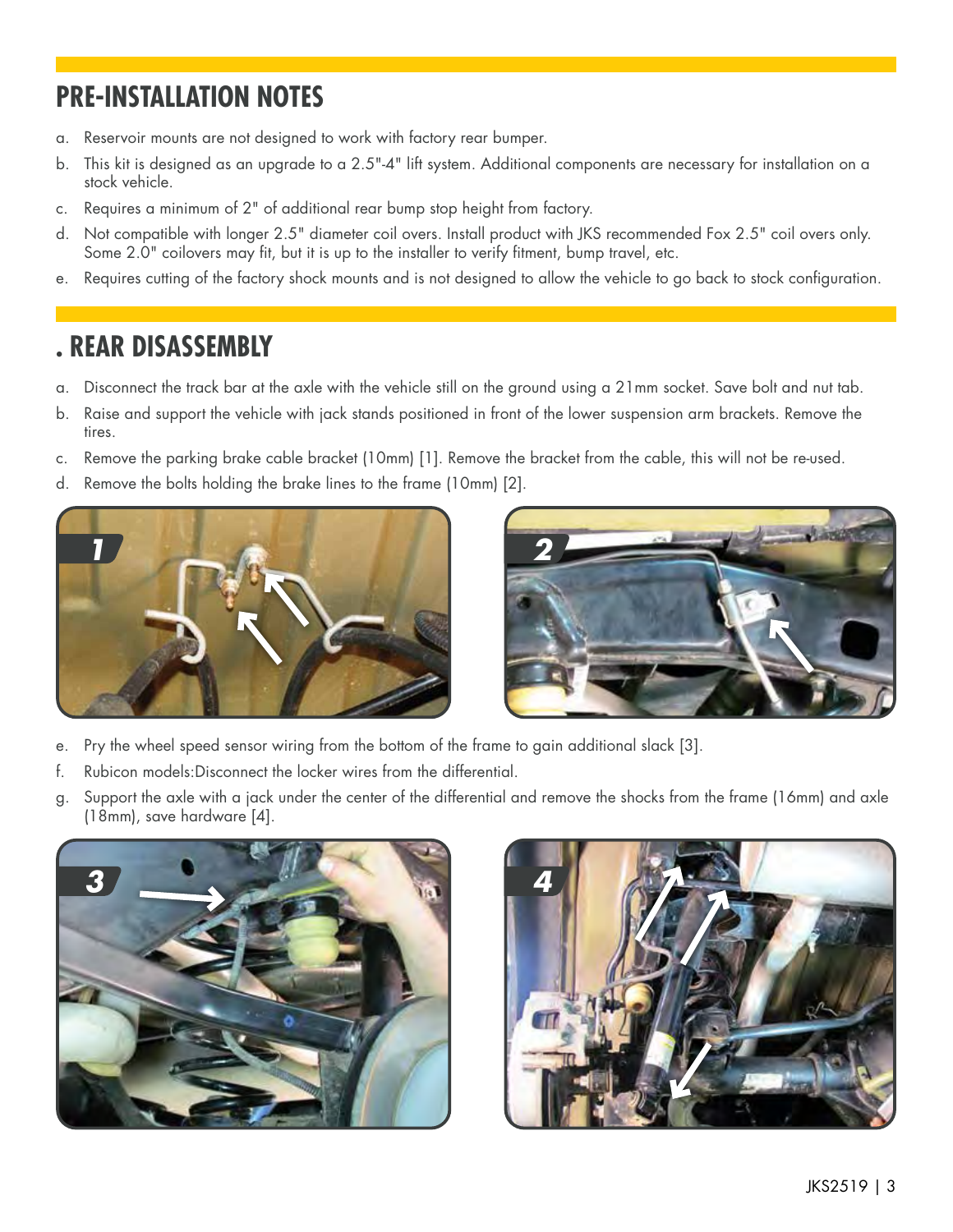## PRE-INSTALLATION NOTES

a. Reservoir mounts are not designed to work with factory rear bumper.
b. This kit is designed as an upgrade to a 2.5"-4" lift system. Additional components are necessary for installation on a stock vehicle.
c. Requires a minimum of 2" of additional rear bump stop height from factory.
d. Not compatible with longer 2.5" diameter coil overs. Install product with JKS recommended Fox 2.5" coil overs only. Some 2.0" coilovers may fit, but it is up to the installer to verify fitment, bump travel, etc.
e. Requires cutting of the factory shock mounts and is not designed to allow the vehicle to go back to stock configuration.

## . REAR DISASSEMBLY

a. Disconnect the track bar at the axle with the vehicle still on the ground using a 21mm socket. Save bolt and nut tab.
b. Raise and support the vehicle with jack stands positioned in front of the lower suspension arm brackets. Remove the tires.
c. Remove the parking brake cable bracket (10mm) [1]. Remove the bracket from the cable, this will not be re-used.
d. Remove the bolts holding the brake lines to the frame (10mm) [2].

1

2

e. Pry the wheel speed sensor wiring from the bottom of the frame to gain additional slack [3].
f. Rubicon models:Disconnect the locker wires from the differential.
g. Support the axle with a jack under the center of the differential and remove the shocks from the frame (16mm) and axle (18mm), save hardware [4].

3

4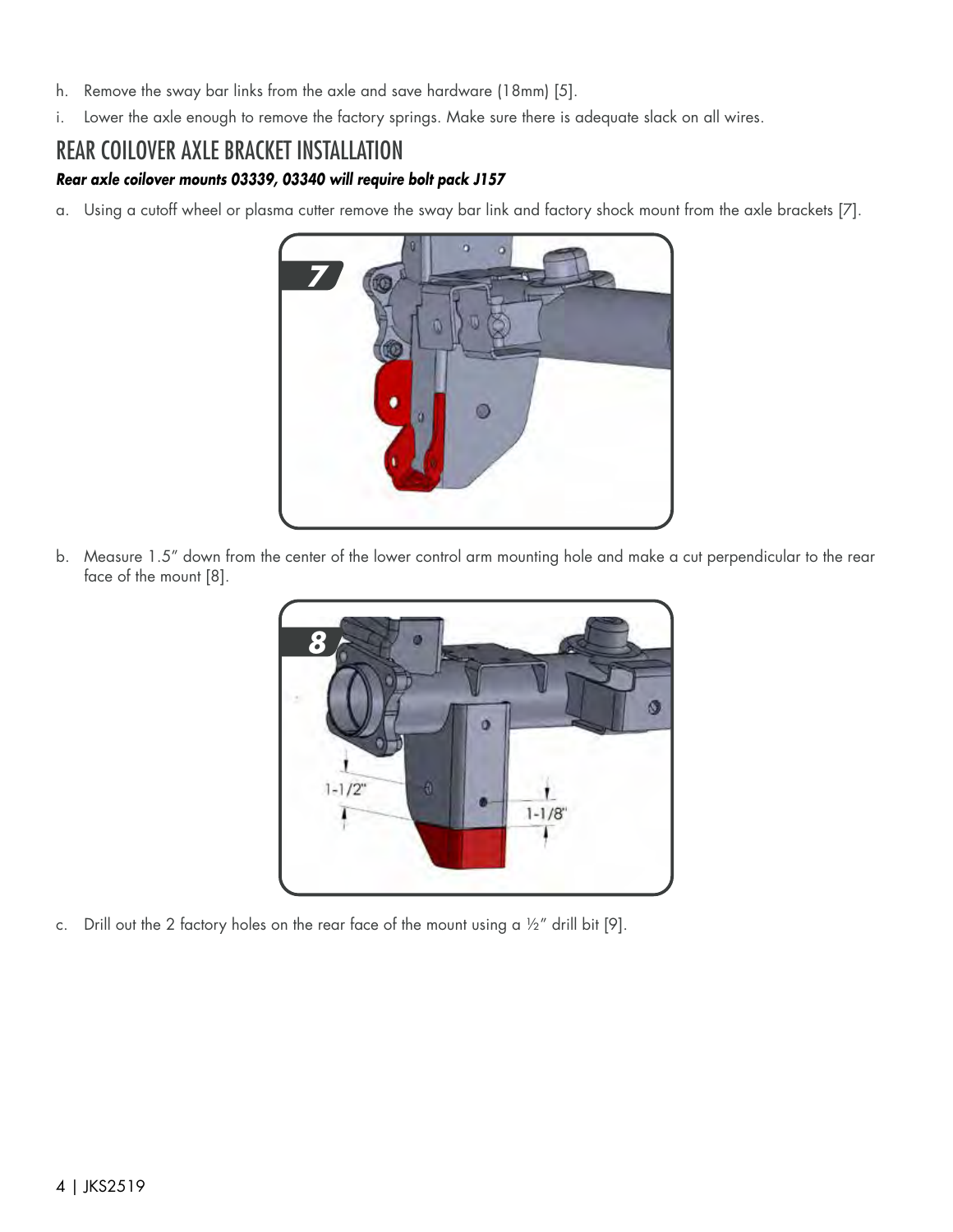h. Remove the sway bar links from the axle and save hardware (18mm) [5].

i. Lower the axle enough to remove the factory springs. Make sure there is adequate slack on all wires.

## REAR COILOVER AXLE BRACKET INSTALLATION

***Rear axle coilover mounts 03339, 03340 will require bolt pack J157***

a. Using a cutoff wheel or plasma cutter remove the sway bar link and factory shock mount from the axle brackets [7].

b. Measure 1.5" down from the center of the lower control arm mounting hole and make a cut perpendicular to the rear face of the mount [8].

c. Drill out the 2 factory holes on the rear face of the mount using a ½" drill bit [9].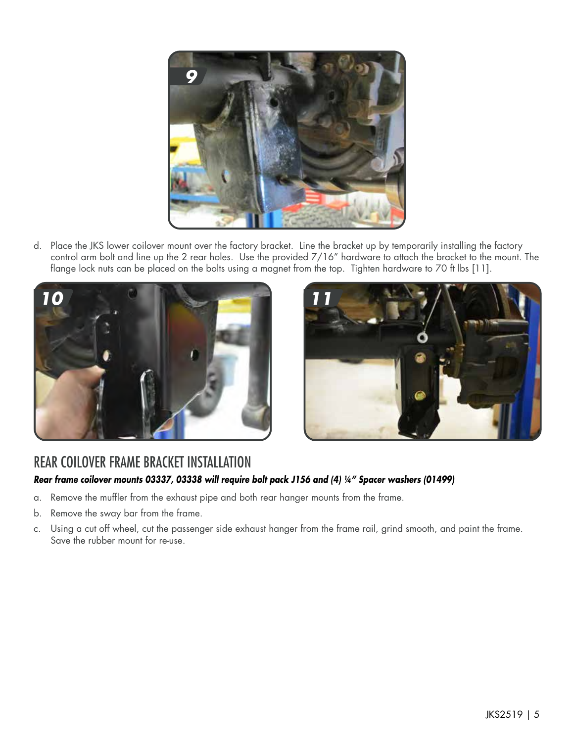d. Place the JKS lower coilover mount over the factory bracket. Line the bracket up by temporarily installing the factory control arm bolt and line up the 2 rear holes. Use the provided 7/16" hardware to attach the bracket to the mount. The flange lock nuts can be placed on the bolts using a magnet from the top. Tighten hardware to 70 ft lbs [11].

## REAR COILOVER FRAME BRACKET INSTALLATION

***Rear frame coilover mounts 03337, 03338 will require bolt pack J156 and (4) ¼" Spacer washers (01499)***

a. Remove the muffler from the exhaust pipe and both rear hanger mounts from the frame.

b. Remove the sway bar from the frame.

c. Using a cut off wheel, cut the passenger side exhaust hanger from the frame rail, grind smooth, and paint the frame. Save the rubber mount for re-use.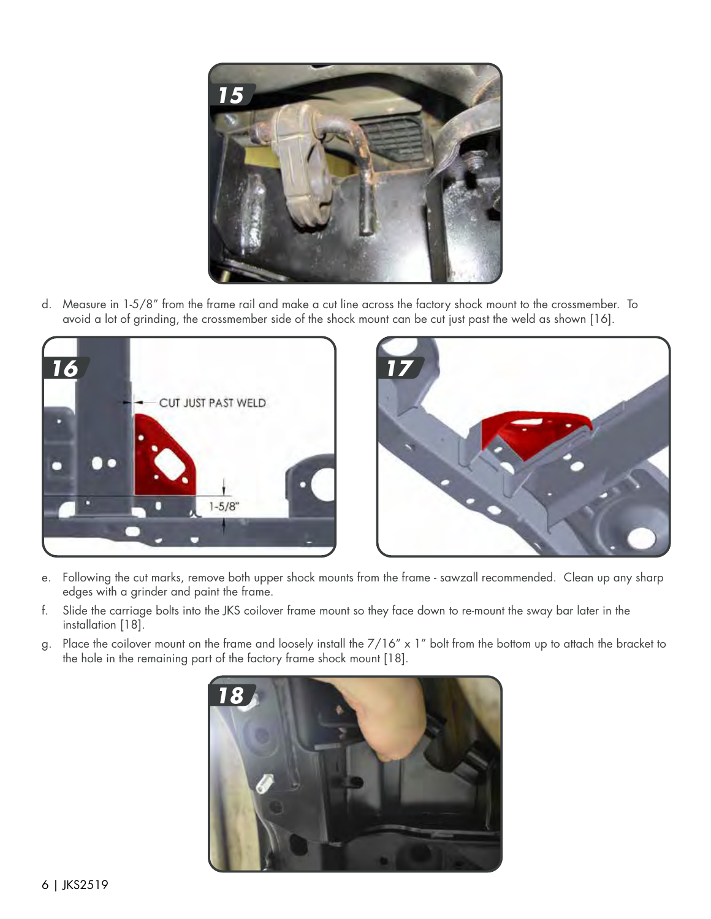d. Measure in 1-5/8" from the frame rail and make a cut line across the factory shock mount to the crossmember. To avoid a lot of grinding, the crossmember side of the shock mount can be cut just past the weld as shown [16].

e. Following the cut marks, remove both upper shock mounts from the frame - sawzall recommended. Clean up any sharp edges with a grinder and paint the frame.

f. Slide the carriage bolts into the JKS coilover frame mount so they face down to re-mount the sway bar later in the installation [18].

g. Place the coilover mount on the frame and loosely install the 7/16" x 1" bolt from the bottom up to attach the bracket to the hole in the remaining part of the factory frame shock mount [18].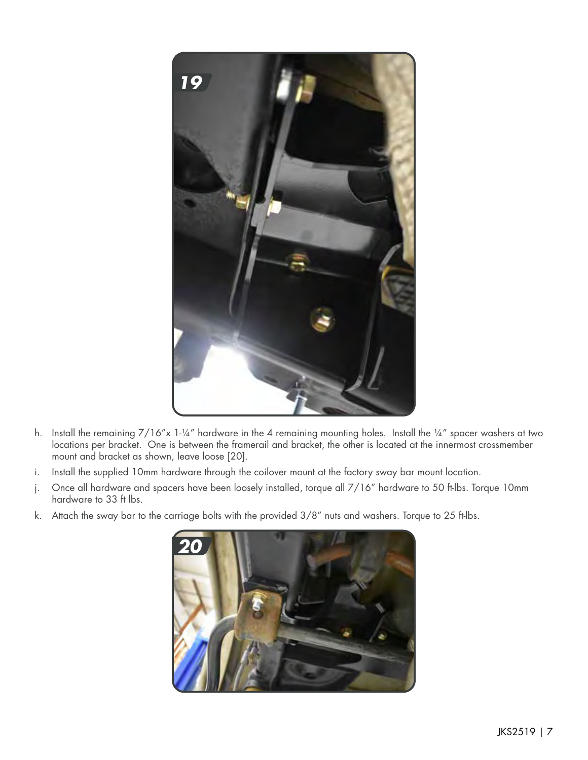h. Install the remaining 7/16"x 1-¼" hardware in the 4 remaining mounting holes. Install the ¼" spacer washers at two locations per bracket. One is between the framerail and bracket, the other is located at the innermost crossmember mount and bracket as shown, leave loose [20].

i. Install the supplied 10mm hardware through the coilover mount at the factory sway bar mount location.

j. Once all hardware and spacers have been loosely installed, torque all 7/16" hardware to 50 ft-lbs. Torque 10mm hardware to 33 ft lbs.

k. Attach the sway bar to the carriage bolts with the provided 3/8" nuts and washers. Torque to 25 ft-lbs.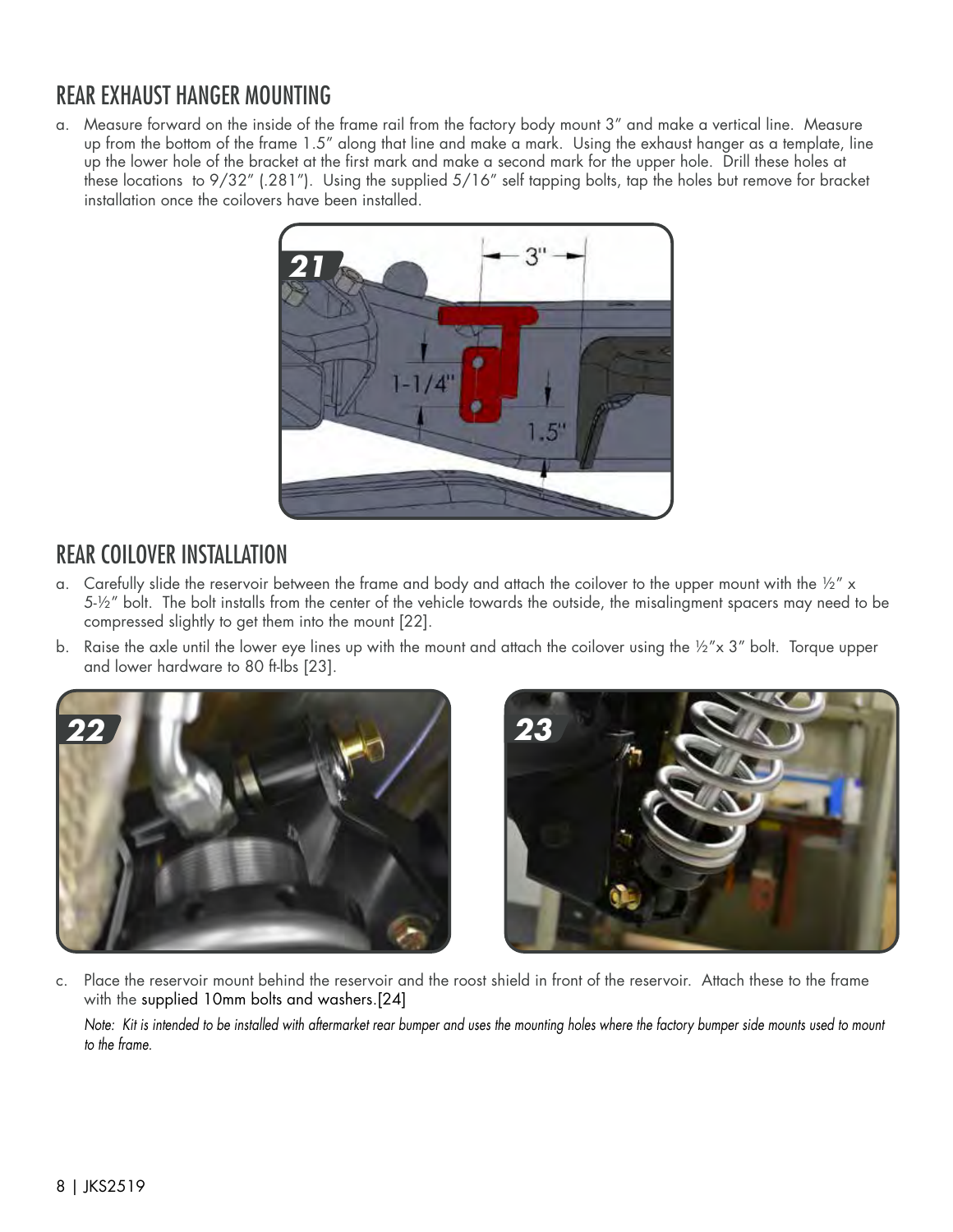## REAR EXHAUST HANGER MOUNTING

a. Measure forward on the inside of the frame rail from the factory body mount 3" and make a vertical line. Measure up from the bottom of the frame 1.5" along that line and make a mark. Using the exhaust hanger as a template, line up the lower hole of the bracket at the first mark and make a second mark for the upper hole. Drill these holes at these locations to 9/32" (.281"). Using the supplied 5/16" self tapping bolts, tap the holes but remove for bracket installation once the coilovers have been installed.

## REAR COILOVER INSTALLATION

a. Carefully slide the reservoir between the frame and body and attach the coilover to the upper mount with the ½" x 5-½" bolt. The bolt installs from the center of the vehicle towards the outside, the misalingment spacers may need to be compressed slightly to get them into the mount [22].

b. Raise the axle until the lower eye lines up with the mount and attach the coilover using the ½"x 3" bolt. Torque upper and lower hardware to 80 ft-lbs [23].

c. Place the reservoir mount behind the reservoir and the roost shield in front of the reservoir. Attach these to the frame with the supplied 10mm bolts and washers.[24]

*Note: Kit is intended to be installed with aftermarket rear bumper and uses the mounting holes where the factory bumper side mounts used to mount to the frame.*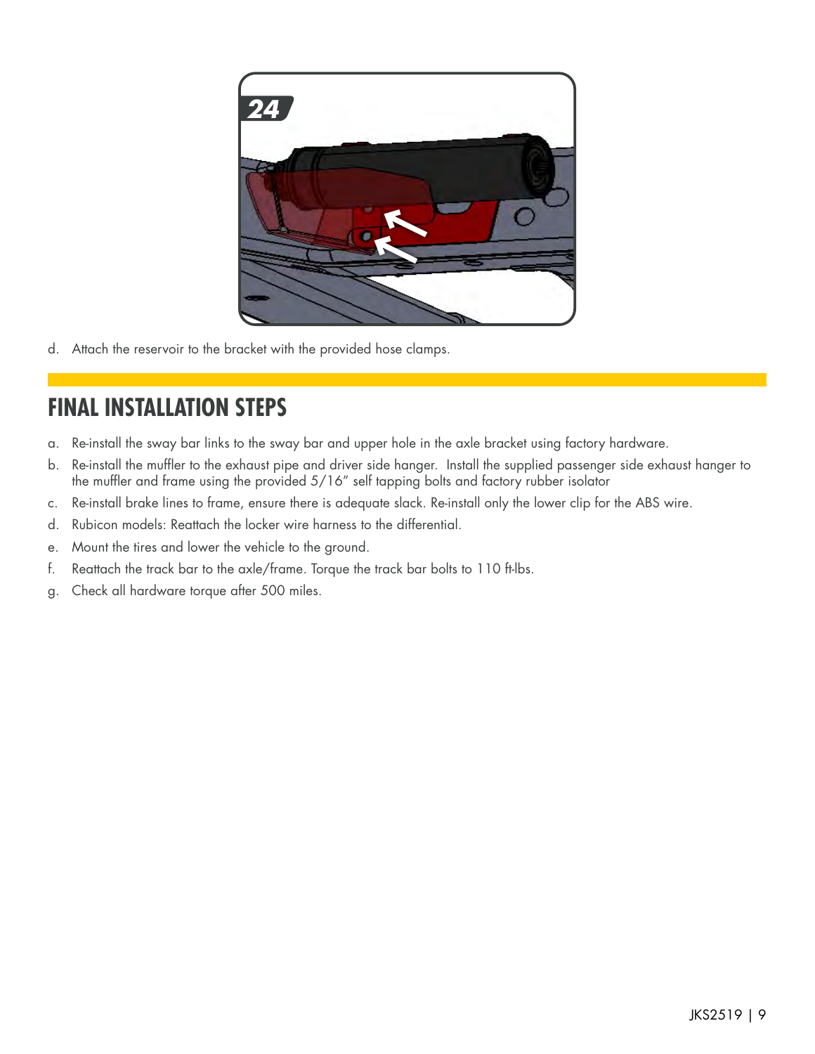d. Attach the reservoir to the bracket with the provided hose clamps.

## FINAL INSTALLATION STEPS

a. Re-install the sway bar links to the sway bar and upper hole in the axle bracket using factory hardware.

b. Re-install the muffler to the exhaust pipe and driver side hanger. Install the supplied passenger side exhaust hanger to the muffler and frame using the provided 5/16" self tapping bolts and factory rubber isolator

c. Re-install brake lines to frame, ensure there is adequate slack. Re-install only the lower clip for the ABS wire.

d. Rubicon models: Reattach the locker wire harness to the differential.

e. Mount the tires and lower the vehicle to the ground.

f. Reattach the track bar to the axle/frame. Torque the track bar bolts to 110 ft-lbs.

g. Check all hardware torque after 500 miles.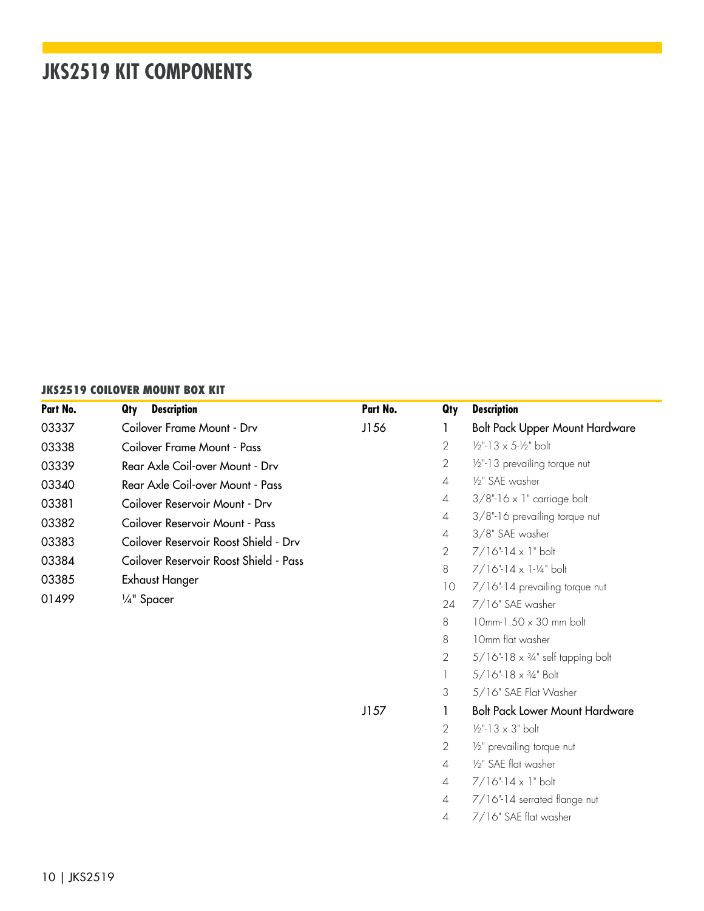# JKS2519 KIT COMPONENTS

### JKS2519 COILOVER MOUNT BOX KIT

| Part No. | Qty | Description | Part No. | Qty | Description |
|---|---|---|---|---|---|
| 03337 | | Coilover Frame Mount - Drv | J156 | 1 | Bolt Pack Upper Mount Hardware |
| 03338 | | Coilover Frame Mount - Pass | | 2 | ½"-13 x 5-½" bolt |
| 03339 | | Rear Axle Coil-over Mount - Drv | | 2 | ½"-13 prevailing torque nut |
| 03340 | | Rear Axle Coil-over Mount - Pass | | 4 | ½" SAE washer |
| 03381 | | Coilover Reservoir Mount - Drv | | 4 | 3/8"-16 x 1" carriage bolt |
| 03382 | | Coilover Reservoir Mount - Pass | | 4 | 3/8"-16 prevailing torque nut |
| 03383 | | Coilover Reservoir Roost Shield - Drv | | 4 | 3/8" SAE washer |
| 03384 | | Coilover Reservoir Roost Shield - Pass | | 2 | 7/16"-14 x 1" bolt |
| 03385 | | Exhaust Hanger | | 8 | 7/16"-14 x 1-¼" bolt |
| 01499 | | ¼" Spacer | | 10 | 7/16"-14 prevailing torque nut |
| | | | | 24 | 7/16" SAE washer |
| | | | | 8 | 10mm-1.50 x 30 mm bolt |
| | | | | 8 | 10mm flat washer |
| | | | | 2 | 5/16"-18 x ¾" self tapping bolt |
| | | | | 1 | 5/16"-18 x ¾" Bolt |
| | | | | 3 | 5/16" SAE Flat Washer |
| | | | J157 | 1 | Bolt Pack Lower Mount Hardware |
| | | | | 2 | ½"-13 x 3" bolt |
| | | | | 2 | ½" prevailing torque nut |
| | | | | 4 | ½" SAE flat washer |
| | | | | 4 | 7/16"-14 x 1" bolt |
| | | | | 4 | 7/16"-14 serrated flange nut |
| | | | | 4 | 7/16" SAE flat washer |